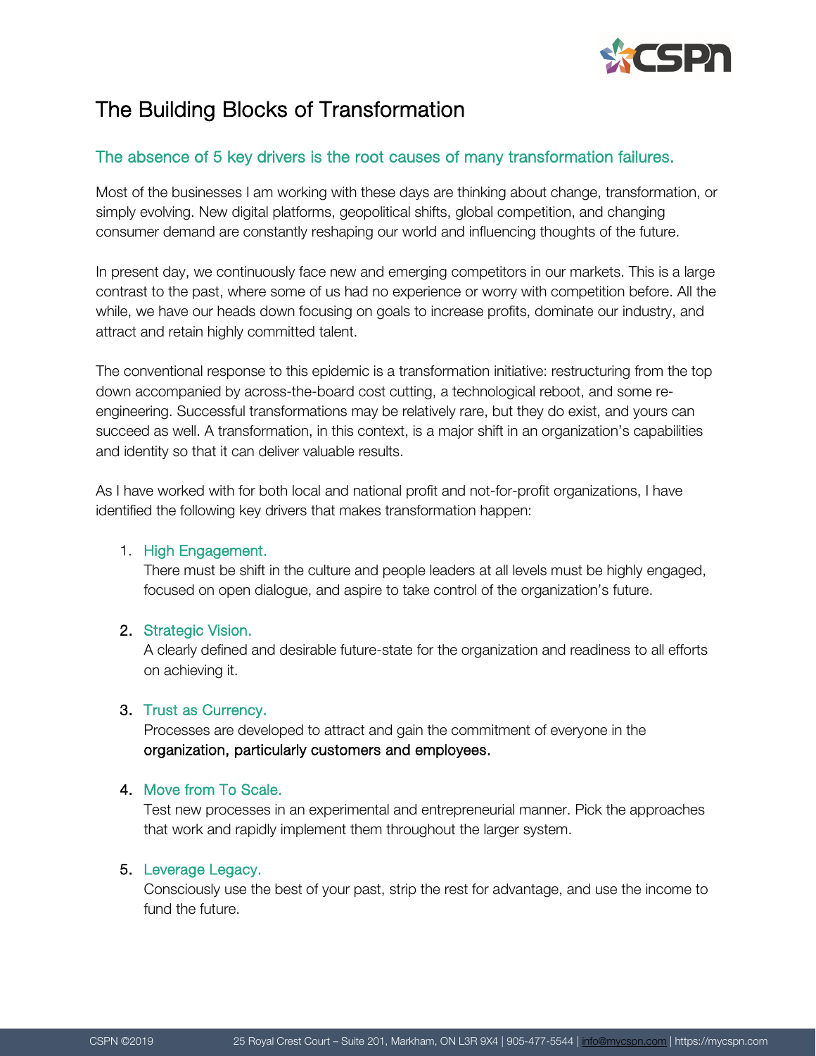# The Building Blocks of Transformation

## The absence of 5 key drivers is the root causes of many transformation failures.

Most of the businesses I am working with these days are thinking about change, transformation, or simply evolving. New digital platforms, geopolitical shifts, global competition, and changing consumer demand are constantly reshaping our world and influencing thoughts of the future.

In present day, we continuously face new and emerging competitors in our markets. This is a large contrast to the past, where some of us had no experience or worry with competition before. All the while, we have our heads down focusing on goals to increase profits, dominate our industry, and attract and retain highly committed talent.

The conventional response to this epidemic is a transformation initiative: restructuring from the top down accompanied by across-the-board cost cutting, a technological reboot, and some re-engineering. Successful transformations may be relatively rare, but they do exist, and yours can succeed as well. A transformation, in this context, is a major shift in an organization's capabilities and identity so that it can deliver valuable results.

As I have worked with for both local and national profit and not-for-profit organizations, I have identified the following key drivers that makes transformation happen:

1. **High Engagement.**
   There must be shift in the culture and people leaders at all levels must be highly engaged, focused on open dialogue, and aspire to take control of the organization's future.

2. **Strategic Vision.**
   A clearly defined and desirable future-state for the organization and readiness to all efforts on achieving it.

3. **Trust as Currency.**
   Processes are developed to attract and gain the commitment of everyone in the organization, particularly customers and employees.

4. **Move from To Scale.**
   Test new processes in an experimental and entrepreneurial manner. Pick the approaches that work and rapidly implement them throughout the larger system.

5. **Leverage Legacy.**
   Consciously use the best of your past, strip the rest for advantage, and use the income to fund the future.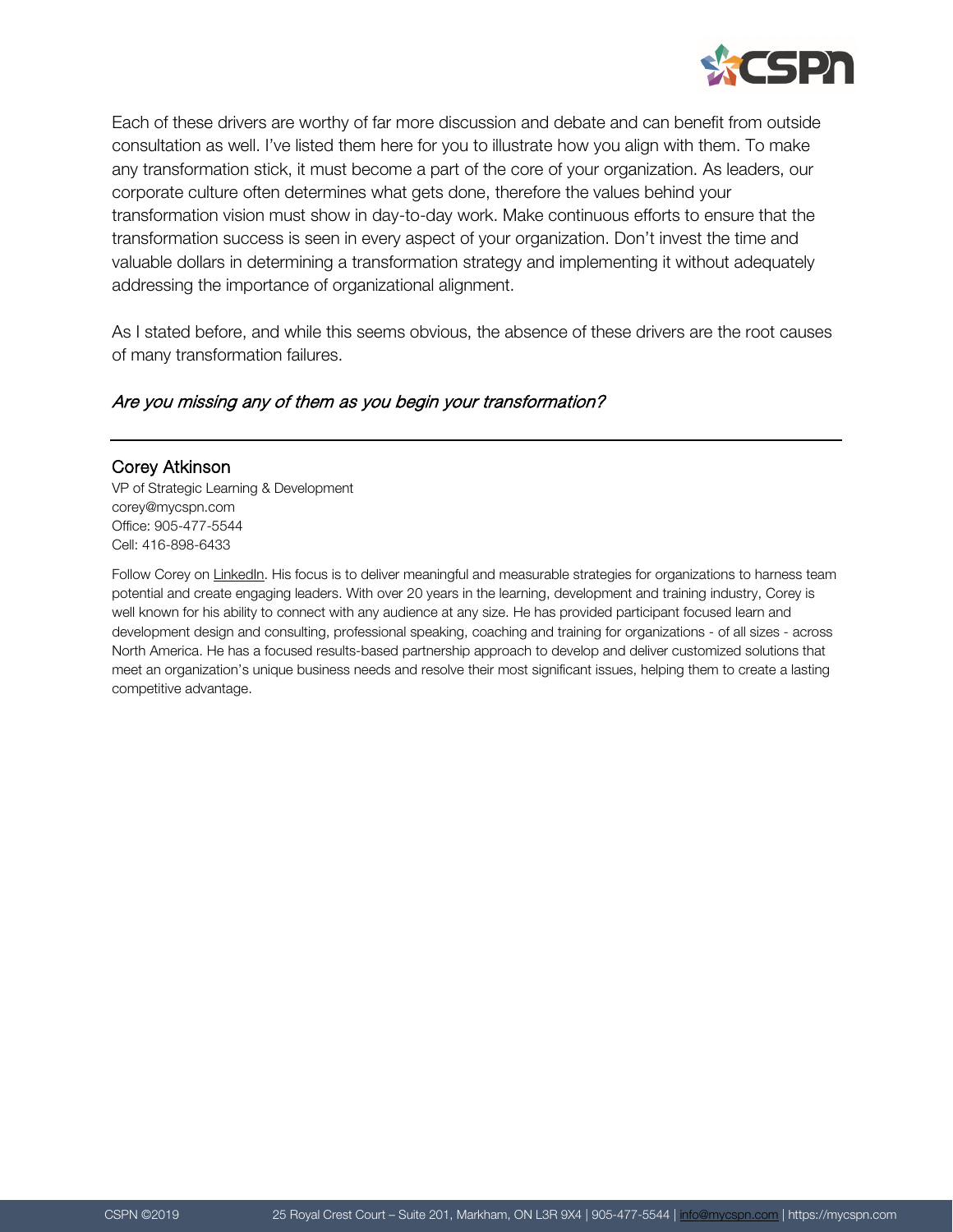Each of these drivers are worthy of far more discussion and debate and can benefit from outside consultation as well. I've listed them here for you to illustrate how you align with them. To make any transformation stick, it must become a part of the core of your organization. As leaders, our corporate culture often determines what gets done, therefore the values behind your transformation vision must show in day-to-day work. Make continuous efforts to ensure that the transformation success is seen in every aspect of your organization. Don't invest the time and valuable dollars in determining a transformation strategy and implementing it without adequately addressing the importance of organizational alignment.

As I stated before, and while this seems obvious, the absence of these drivers are the root causes of many transformation failures.

*Are you missing any of them as you begin your transformation?*

---

Corey Atkinson
VP of Strategic Learning & Development
corey@mycspn.com
Office: 905-477-5544
Cell: 416-898-6433

Follow Corey on LinkedIn. His focus is to deliver meaningful and measurable strategies for organizations to harness team potential and create engaging leaders. With over 20 years in the learning, development and training industry, Corey is well known for his ability to connect with any audience at any size. He has provided participant focused learn and development design and consulting, professional speaking, coaching and training for organizations - of all sizes - across North America. He has a focused results-based partnership approach to develop and deliver customized solutions that meet an organization's unique business needs and resolve their most significant issues, helping them to create a lasting competitive advantage.